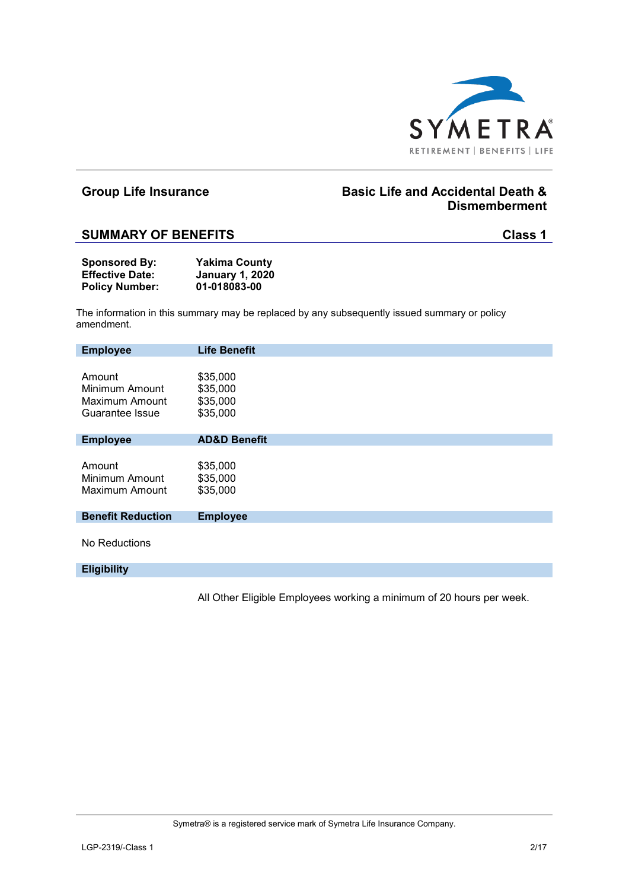## Group Life Insurance

## Basic Life and Accidental Death & Dismemberment

## SUMMARY OF BENEFITS

**Class 1**

| | |
|---|---|
| **Sponsored By:** | **Yakima County** |
| **Effective Date:** | **January 1, 2020** |
| **Policy Number:** | **01-018083-00** |

The information in this summary may be replaced by any subsequently issued summary or policy amendment.

| **Employee** | **Life Benefit** |
|---|---|
| Amount | $35,000 |
| Minimum Amount | $35,000 |
| Maximum Amount | $35,000 |
| Guarantee Issue | $35,000 |

| **Employee** | **AD&D Benefit** |
|---|---|
| Amount | $35,000 |
| Minimum Amount | $35,000 |
| Maximum Amount | $35,000 |

| **Benefit Reduction** | **Employee** |
|---|---|

No Reductions

**Eligibility**

All Other Eligible Employees working a minimum of 20 hours per week.

Symetra® is a registered service mark of Symetra Life Insurance Company.

LGP-2319/-Class 1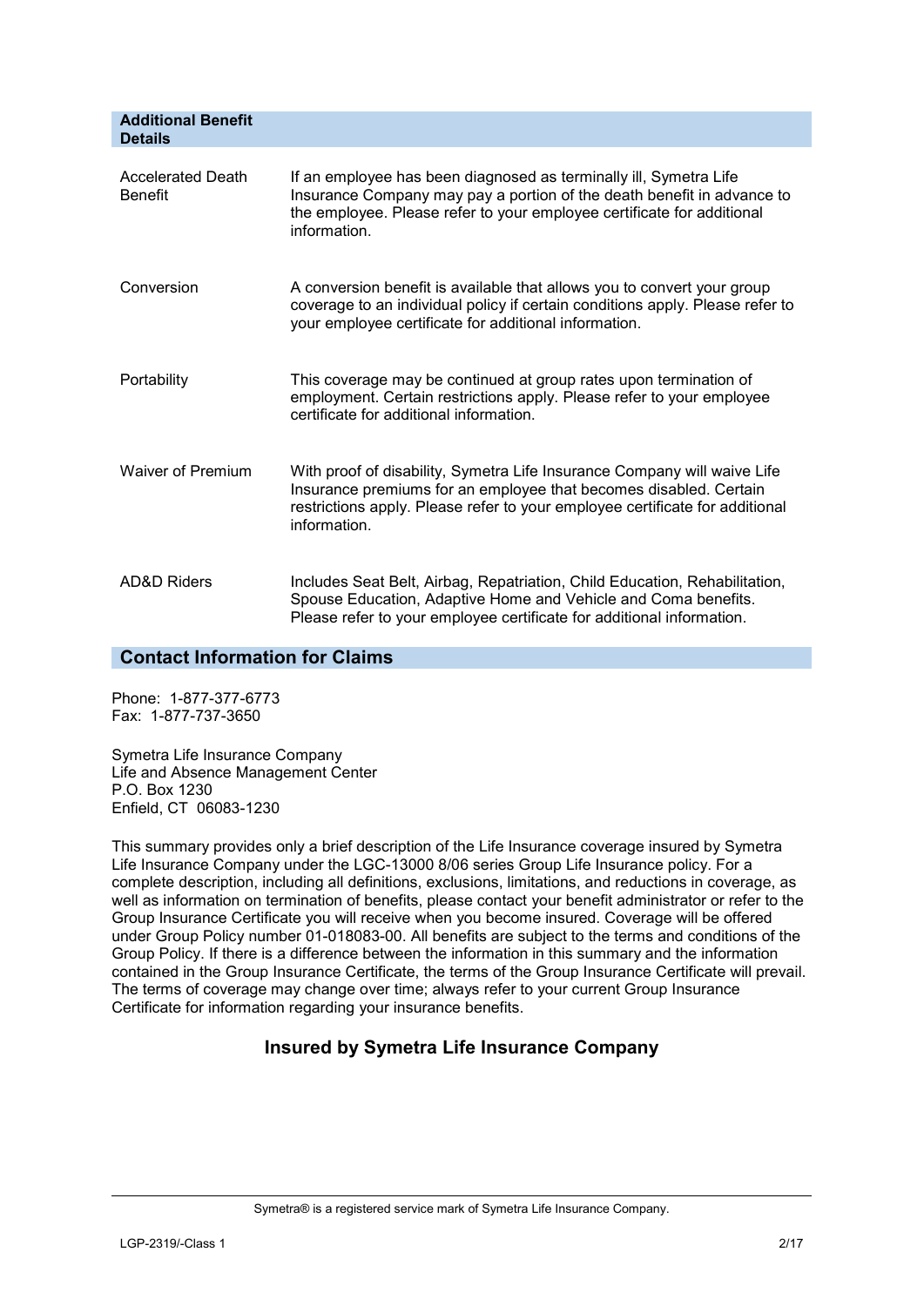| Additional Benefit Details | |
|---|---|
| Accelerated Death Benefit | If an employee has been diagnosed as terminally ill, Symetra Life Insurance Company may pay a portion of the death benefit in advance to the employee. Please refer to your employee certificate for additional information. |
| Conversion | A conversion benefit is available that allows you to convert your group coverage to an individual policy if certain conditions apply. Please refer to your employee certificate for additional information. |
| Portability | This coverage may be continued at group rates upon termination of employment. Certain restrictions apply. Please refer to your employee certificate for additional information. |
| Waiver of Premium | With proof of disability, Symetra Life Insurance Company will waive Life Insurance premiums for an employee that becomes disabled. Certain restrictions apply. Please refer to your employee certificate for additional information. |
| AD&D Riders | Includes Seat Belt, Airbag, Repatriation, Child Education, Rehabilitation, Spouse Education, Adaptive Home and Vehicle and Coma benefits. Please refer to your employee certificate for additional information. |

## Contact Information for Claims

Phone: 1-877-377-6773
Fax: 1-877-737-3650

Symetra Life Insurance Company
Life and Absence Management Center
P.O. Box 1230
Enfield, CT 06083-1230

This summary provides only a brief description of the Life Insurance coverage insured by Symetra Life Insurance Company under the LGC-13000 8/06 series Group Life Insurance policy. For a complete description, including all definitions, exclusions, limitations, and reductions in coverage, as well as information on termination of benefits, please contact your benefit administrator or refer to the Group Insurance Certificate you will receive when you become insured. Coverage will be offered under Group Policy number 01-018083-00. All benefits are subject to the terms and conditions of the Group Policy. If there is a difference between the information in this summary and the information contained in the Group Insurance Certificate, the terms of the Group Insurance Certificate will prevail. The terms of coverage may change over time; always refer to your current Group Insurance Certificate for information regarding your insurance benefits.

**Insured by Symetra Life Insurance Company**

Symetra® is a registered service mark of Symetra Life Insurance Company.

LGP-2319/-Class 1